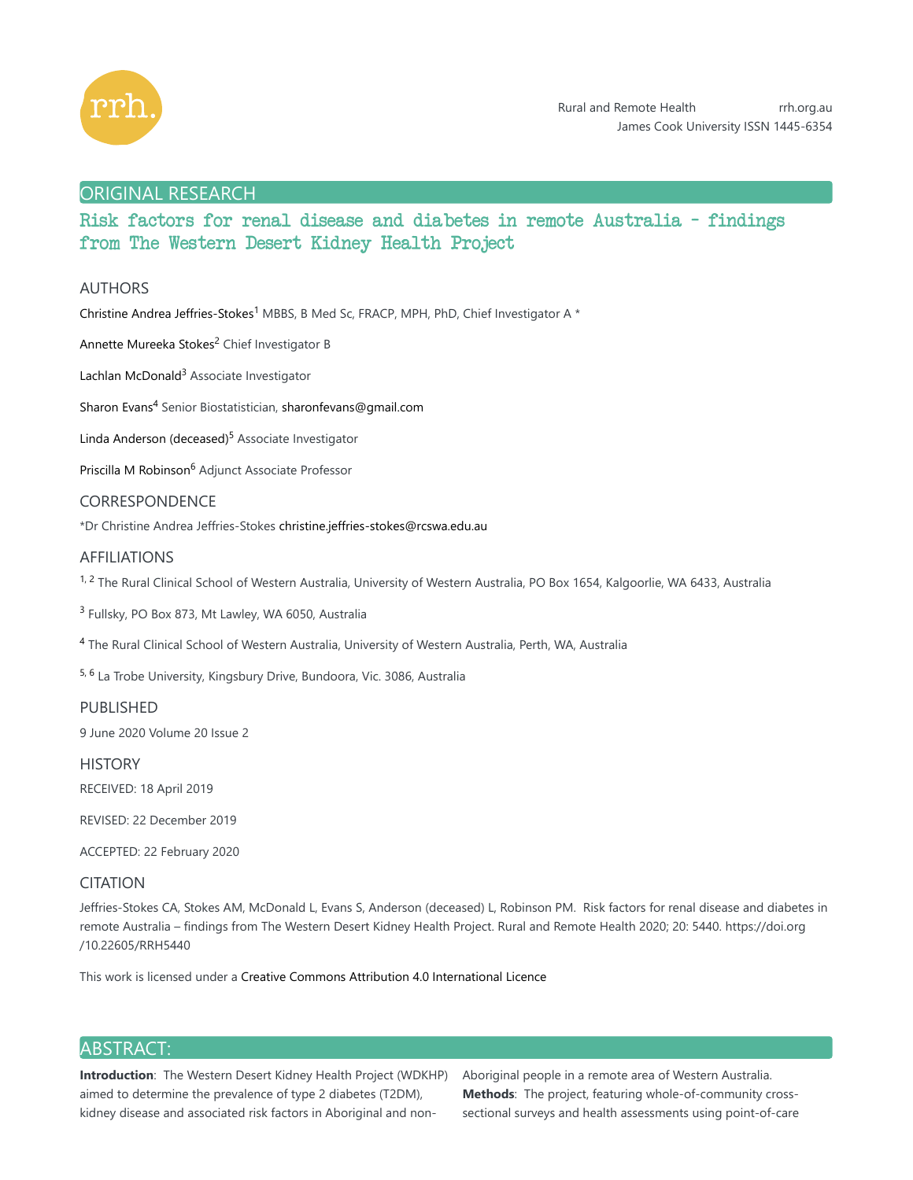## ORIGINAL RESEARCH

# Risk factors for renal disease and diabetes in remote Australia – findings from The Western Desert Kidney Health Project

## AUTHORS

Christine Andrea Jeffries-Stokes[1] MBBS, B Med Sc, FRACP, MPH, PhD, Chief Investigator A *

Annette Mureeka Stokes[2] Chief Investigator B

Lachlan McDonald[3] Associate Investigator

Sharon Evans[4] Senior Biostatistician, sharonfevans@gmail.com

Linda Anderson (deceased)[5] Associate Investigator

Priscilla M Robinson[6] Adjunct Associate Professor

## CORRESPONDENCE

*Dr Christine Andrea Jeffries-Stokes christine.jeffries-stokes@rcswa.edu.au

## AFFILIATIONS

[1, 2] The Rural Clinical School of Western Australia, University of Western Australia, PO Box 1654, Kalgoorlie, WA 6433, Australia

[3] Fullsky, PO Box 873, Mt Lawley, WA 6050, Australia

[4] The Rural Clinical School of Western Australia, University of Western Australia, Perth, WA, Australia

[5, 6] La Trobe University, Kingsbury Drive, Bundoora, Vic. 3086, Australia

## PUBLISHED

9 June 2020 Volume 20 Issue 2

## HISTORY

RECEIVED: 18 April 2019

REVISED: 22 December 2019

ACCEPTED: 22 February 2020

## CITATION

Jeffries-Stokes CA, Stokes AM, McDonald L, Evans S, Anderson (deceased) L, Robinson PM. Risk factors for renal disease and diabetes in remote Australia – findings from The Western Desert Kidney Health Project. Rural and Remote Health 2020; 20: 5440. https://doi.org/10.22605/RRH5440

This work is licensed under a Creative Commons Attribution 4.0 International Licence

## ABSTRACT:

**Introduction**: The Western Desert Kidney Health Project (WDKHP) aimed to determine the prevalence of type 2 diabetes (T2DM), kidney disease and associated risk factors in Aboriginal and non-Aboriginal people in a remote area of Western Australia.

**Methods**: The project, featuring whole-of-community cross-sectional surveys and health assessments using point-of-care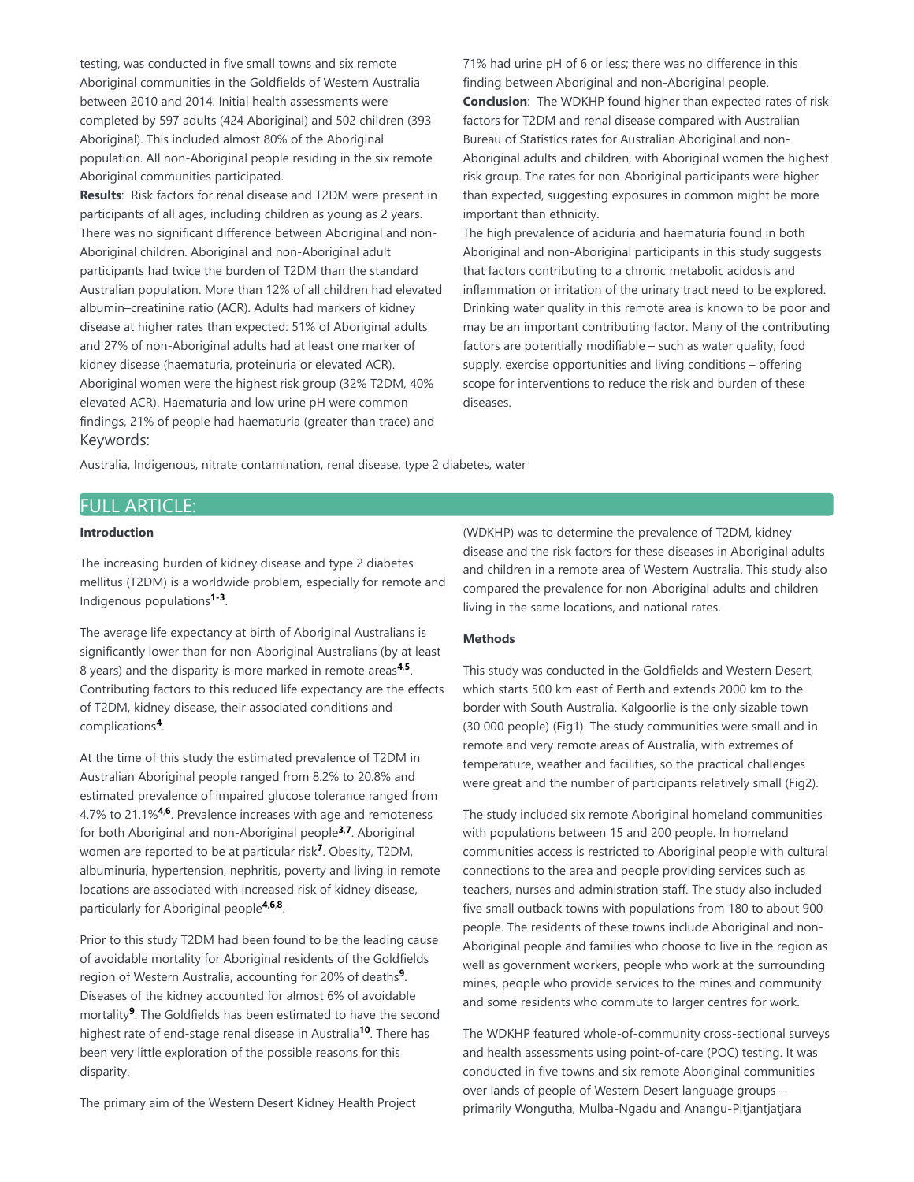testing, was conducted in five small towns and six remote Aboriginal communities in the Goldfields of Western Australia between 2010 and 2014. Initial health assessments were completed by 597 adults (424 Aboriginal) and 502 children (393 Aboriginal). This included almost 80% of the Aboriginal population. All non-Aboriginal people residing in the six remote Aboriginal communities participated.

**Results**: Risk factors for renal disease and T2DM were present in participants of all ages, including children as young as 2 years. There was no significant difference between Aboriginal and non-Aboriginal children. Aboriginal and non-Aboriginal adult participants had twice the burden of T2DM than the standard Australian population. More than 12% of all children had elevated albumin–creatinine ratio (ACR). Adults had markers of kidney disease at higher rates than expected: 51% of Aboriginal adults and 27% of non-Aboriginal adults had at least one marker of kidney disease (haematuria, proteinuria or elevated ACR). Aboriginal women were the highest risk group (32% T2DM, 40% elevated ACR). Haematuria and low urine pH were common findings, 21% of people had haematuria (greater than trace) and 71% had urine pH of 6 or less; there was no difference in this finding between Aboriginal and non-Aboriginal people.

**Conclusion**: The WDKHP found higher than expected rates of risk factors for T2DM and renal disease compared with Australian Bureau of Statistics rates for Australian Aboriginal and non-Aboriginal adults and children, with Aboriginal women the highest risk group. The rates for non-Aboriginal participants were higher than expected, suggesting exposures in common might be more important than ethnicity.

The high prevalence of aciduria and haematuria found in both Aboriginal and non-Aboriginal participants in this study suggests that factors contributing to a chronic metabolic acidosis and inflammation or irritation of the urinary tract need to be explored. Drinking water quality in this remote area is known to be poor and may be an important contributing factor. Many of the contributing factors are potentially modifiable – such as water quality, food supply, exercise opportunities and living conditions – offering scope for interventions to reduce the risk and burden of these diseases.

Keywords:

Australia, Indigenous, nitrate contamination, renal disease, type 2 diabetes, water

## FULL ARTICLE:

### Introduction

The increasing burden of kidney disease and type 2 diabetes mellitus (T2DM) is a worldwide problem, especially for remote and Indigenous populations[1-3].

The average life expectancy at birth of Aboriginal Australians is significantly lower than for non-Aboriginal Australians (by at least 8 years) and the disparity is more marked in remote areas[4,5]. Contributing factors to this reduced life expectancy are the effects of T2DM, kidney disease, their associated conditions and complications[4].

At the time of this study the estimated prevalence of T2DM in Australian Aboriginal people ranged from 8.2% to 20.8% and estimated prevalence of impaired glucose tolerance ranged from 4.7% to 21.1%[4,6]. Prevalence increases with age and remoteness for both Aboriginal and non-Aboriginal people[3,7]. Aboriginal women are reported to be at particular risk[7]. Obesity, T2DM, albuminuria, hypertension, nephritis, poverty and living in remote locations are associated with increased risk of kidney disease, particularly for Aboriginal people[4,6,8].

Prior to this study T2DM had been found to be the leading cause of avoidable mortality for Aboriginal residents of the Goldfields region of Western Australia, accounting for 20% of deaths[9]. Diseases of the kidney accounted for almost 6% of avoidable mortality[9]. The Goldfields has been estimated to have the second highest rate of end-stage renal disease in Australia[10]. There has been very little exploration of the possible reasons for this disparity.

The primary aim of the Western Desert Kidney Health Project (WDKHP) was to determine the prevalence of T2DM, kidney disease and the risk factors for these diseases in Aboriginal adults and children in a remote area of Western Australia. This study also compared the prevalence for non-Aboriginal adults and children living in the same locations, and national rates.

### Methods

This study was conducted in the Goldfields and Western Desert, which starts 500 km east of Perth and extends 2000 km to the border with South Australia. Kalgoorlie is the only sizable town (30 000 people) (Fig1). The study communities were small and in remote and very remote areas of Australia, with extremes of temperature, weather and facilities, so the practical challenges were great and the number of participants relatively small (Fig2).

The study included six remote Aboriginal homeland communities with populations between 15 and 200 people. In homeland communities access is restricted to Aboriginal people with cultural connections to the area and people providing services such as teachers, nurses and administration staff. The study also included five small outback towns with populations from 180 to about 900 people. The residents of these towns include Aboriginal and non-Aboriginal people and families who choose to live in the region as well as government workers, people who work at the surrounding mines, people who provide services to the mines and community and some residents who commute to larger centres for work.

The WDKHP featured whole-of-community cross-sectional surveys and health assessments using point-of-care (POC) testing. It was conducted in five towns and six remote Aboriginal communities over lands of people of Western Desert language groups – primarily Wongutha, Mulba-Ngadu and Anangu-Pitjantjatjara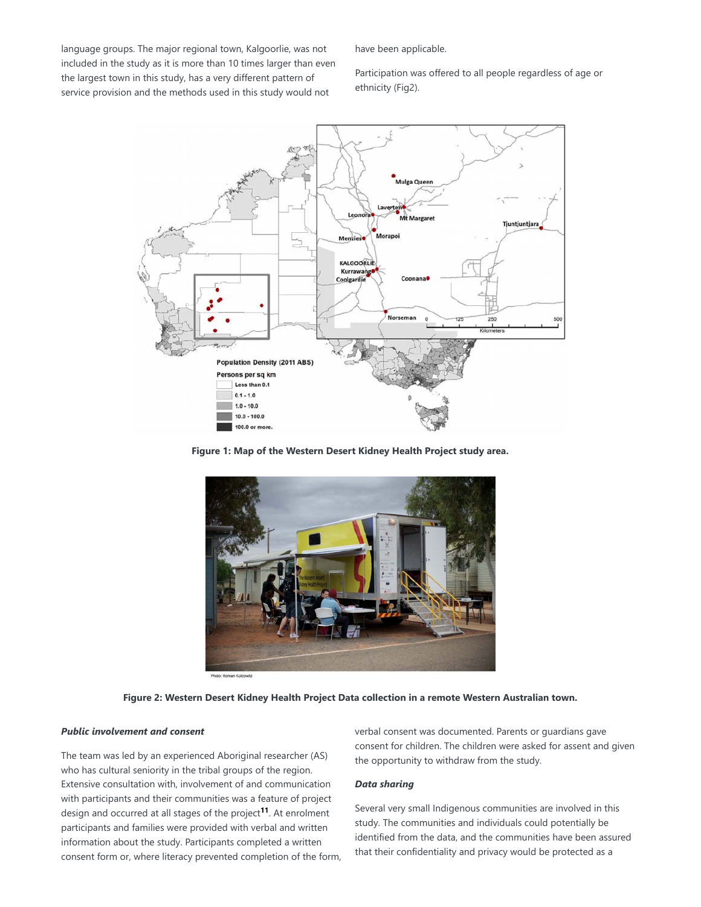language groups. The major regional town, Kalgoorlie, was not included in the study as it is more than 10 times larger than even the largest town in this study, has a very different pattern of service provision and the methods used in this study would not have been applicable.

Participation was offered to all people regardless of age or ethnicity (Fig2).

**Figure 1: Map of the Western Desert Kidney Health Project study area.**

**Figure 2: Western Desert Kidney Health Project Data collection in a remote Western Australian town.**

### *Public involvement and consent*

The team was led by an experienced Aboriginal researcher (AS) who has cultural seniority in the tribal groups of the region. Extensive consultation with, involvement of and communication with participants and their communities was a feature of project design and occurred at all stages of the project[11]. At enrolment participants and families were provided with verbal and written information about the study. Participants completed a written consent form or, where literacy prevented completion of the form, verbal consent was documented. Parents or guardians gave consent for children. The children were asked for assent and given the opportunity to withdraw from the study.

### *Data sharing*

Several very small Indigenous communities are involved in this study. The communities and individuals could potentially be identified from the data, and the communities have been assured that their confidentiality and privacy would be protected as a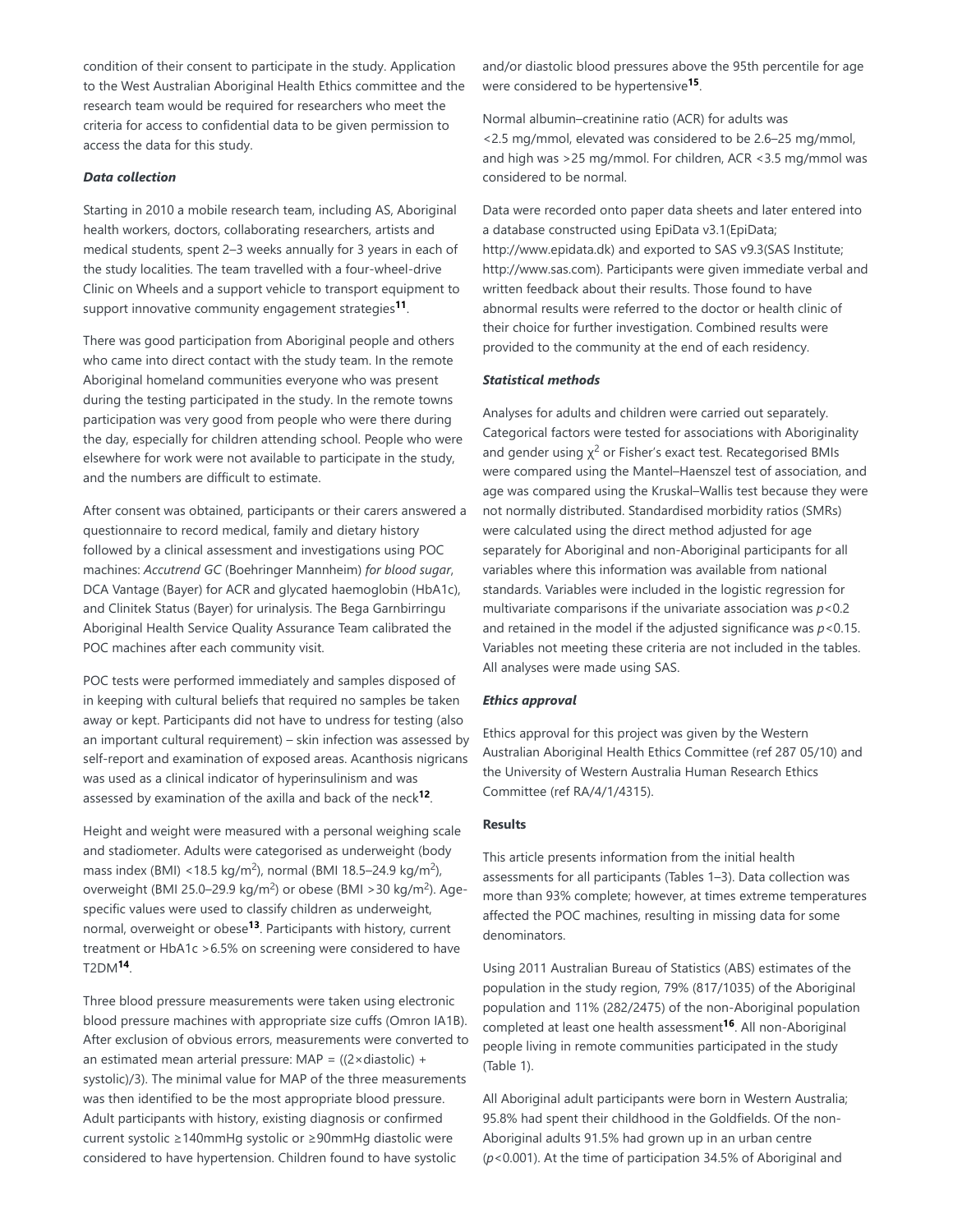condition of their consent to participate in the study. Application to the West Australian Aboriginal Health Ethics committee and the research team would be required for researchers who meet the criteria for access to confidential data to be given permission to access the data for this study.

### *Data collection*

Starting in 2010 a mobile research team, including AS, Aboriginal health workers, doctors, collaborating researchers, artists and medical students, spent 2–3 weeks annually for 3 years in each of the study localities. The team travelled with a four-wheel-drive Clinic on Wheels and a support vehicle to transport equipment to support innovative community engagement strategies[11].

There was good participation from Aboriginal people and others who came into direct contact with the study team. In the remote Aboriginal homeland communities everyone who was present during the testing participated in the study. In the remote towns participation was very good from people who were there during the day, especially for children attending school. People who were elsewhere for work were not available to participate in the study, and the numbers are difficult to estimate.

After consent was obtained, participants or their carers answered a questionnaire to record medical, family and dietary history followed by a clinical assessment and investigations using POC machines: *Accutrend GC* (Boehringer Mannheim) *for blood sugar*, DCA Vantage (Bayer) for ACR and glycated haemoglobin (HbA1c), and Clinitek Status (Bayer) for urinalysis. The Bega Garnbirringu Aboriginal Health Service Quality Assurance Team calibrated the POC machines after each community visit.

POC tests were performed immediately and samples disposed of in keeping with cultural beliefs that required no samples be taken away or kept. Participants did not have to undress for testing (also an important cultural requirement) – skin infection was assessed by self-report and examination of exposed areas. Acanthosis nigricans was used as a clinical indicator of hyperinsulinism and was assessed by examination of the axilla and back of the neck[12].

Height and weight were measured with a personal weighing scale and stadiometer. Adults were categorised as underweight (body mass index (BMI) <18.5 kg/m$^2$), normal (BMI 18.5–24.9 kg/m$^2$), overweight (BMI 25.0–29.9 kg/m$^2$) or obese (BMI >30 kg/m$^2$). Age-specific values were used to classify children as underweight, normal, overweight or obese[13]. Participants with history, current treatment or HbA1c >6.5% on screening were considered to have T2DM[14].

Three blood pressure measurements were taken using electronic blood pressure machines with appropriate size cuffs (Omron IA1B). After exclusion of obvious errors, measurements were converted to an estimated mean arterial pressure: MAP = ((2×diastolic) + systolic)/3). The minimal value for MAP of the three measurements was then identified to be the most appropriate blood pressure. Adult participants with history, existing diagnosis or confirmed current systolic ≥140mmHg systolic or ≥90mmHg diastolic were considered to have hypertension. Children found to have systolic and/or diastolic blood pressures above the 95th percentile for age were considered to be hypertensive[15].

Normal albumin–creatinine ratio (ACR) for adults was <2.5 mg/mmol, elevated was considered to be 2.6–25 mg/mmol, and high was >25 mg/mmol. For children, ACR <3.5 mg/mmol was considered to be normal.

Data were recorded onto paper data sheets and later entered into a database constructed using EpiData v3.1(EpiData; http://www.epidata.dk) and exported to SAS v9.3(SAS Institute; http://www.sas.com). Participants were given immediate verbal and written feedback about their results. Those found to have abnormal results were referred to the doctor or health clinic of their choice for further investigation. Combined results were provided to the community at the end of each residency.

### *Statistical methods*

Analyses for adults and children were carried out separately. Categorical factors were tested for associations with Aboriginality and gender using $\chi^2$ or Fisher's exact test. Recategorised BMIs were compared using the Mantel–Haenszel test of association, and age was compared using the Kruskal–Wallis test because they were not normally distributed. Standardised morbidity ratios (SMRs) were calculated using the direct method adjusted for age separately for Aboriginal and non-Aboriginal participants for all variables where this information was available from national standards. Variables were included in the logistic regression for multivariate comparisons if the univariate association was $p<0.2$ and retained in the model if the adjusted significance was $p<0.15$. Variables not meeting these criteria are not included in the tables. All analyses were made using SAS.

### *Ethics approval*

Ethics approval for this project was given by the Western Australian Aboriginal Health Ethics Committee (ref 287 05/10) and the University of Western Australia Human Research Ethics Committee (ref RA/4/1/4315).

## Results

This article presents information from the initial health assessments for all participants (Tables 1–3). Data collection was more than 93% complete; however, at times extreme temperatures affected the POC machines, resulting in missing data for some denominators.

Using 2011 Australian Bureau of Statistics (ABS) estimates of the population in the study region, 79% (817/1035) of the Aboriginal population and 11% (282/2475) of the non-Aboriginal population completed at least one health assessment[16]. All non-Aboriginal people living in remote communities participated in the study (Table 1).

All Aboriginal adult participants were born in Western Australia; 95.8% had spent their childhood in the Goldfields. Of the non-Aboriginal adults 91.5% had grown up in an urban centre ($p<0.001$). At the time of participation 34.5% of Aboriginal and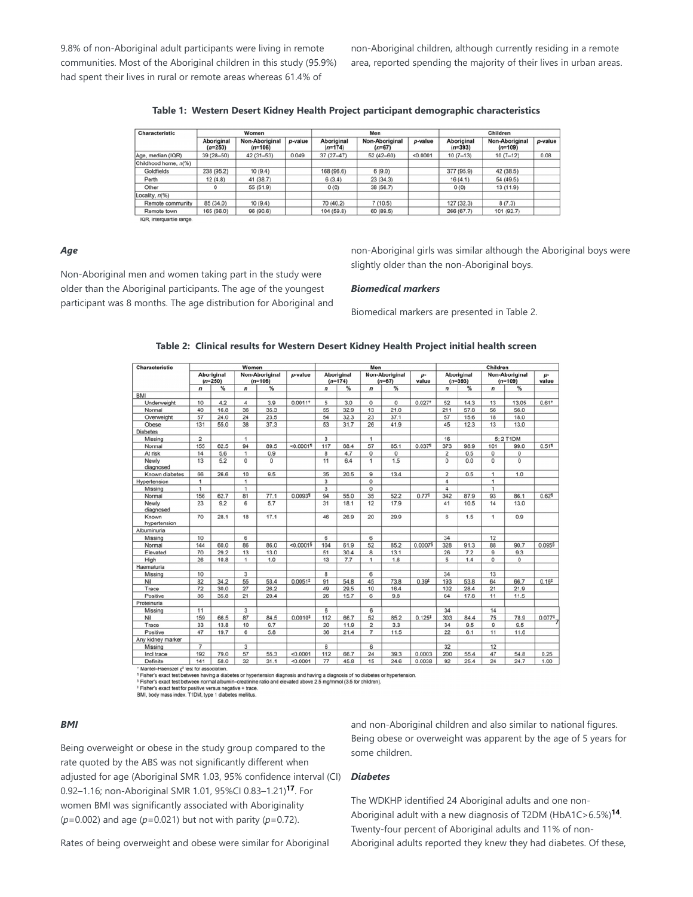9.8% of non-Aboriginal adult participants were living in remote communities. Most of the Aboriginal children in this study (95.9%) had spent their lives in rural or remote areas whereas 61.4% of non-Aboriginal children, although currently residing in a remote area, reported spending the majority of their lives in urban areas.

**Table 1: Western Desert Kidney Health Project participant demographic characteristics**

| Characteristic | Women | | | Men | | | Children | | |
|---|---|---|---|---|---|---|---|---|---|
| | Aboriginal ($n$=250) | Non-Aboriginal ($n$=106) | $p$-value | Aboriginal ($n$=174) | Non-Aboriginal ($n$=67) | $p$-value | Aboriginal ($n$=393) | Non-Aboriginal ($n$=109) | $p$-value |
| Age, median (IQR) | 39 (28–50) | 42 (31–53) | 0.049 | 37 (27–47) | 52 (42–60) | <0.0001 | 10 (7–13) | 10 (7–12) | 0.08 |
| Childhood home, $n$(%) | | | | | | | | | |
| Goldfields | 238 (95.2) | 10 (9.4) | | 168 (96.6) | 6 (9.0) | | 377 (95.9) | 42 (38.5) | |
| Perth | 12 (4.8) | 41 (38.7) | | 6 (3.4) | 23 (34.3) | | 16 (4.1) | 54 (49.5) | |
| Other | 0 | 55 (51.9) | | 0 (0) | 38 (56.7) | | 0 (0) | 13 (11.9) | |
| Locality, $n$(%) | | | | | | | | | |
| Remote community | 85 (34.0) | 10 (9.4) | | 70 (40.2) | 7 (10.5) | | 127 (32.3) | 8 (7.3) | |
| Remote town | 165 (66.0) | 96 (90.6) | | 104 (59.8) | 60 (89.5) | | 266 (67.7) | 101 (92.7) | |

IQR, interquartile range.

### *Age*

Non-Aboriginal men and women taking part in the study were older than the Aboriginal participants. The age of the youngest participant was 8 months. The age distribution for Aboriginal and non-Aboriginal girls was similar although the Aboriginal boys were slightly older than the non-Aboriginal boys.

### *Biomedical markers*

Biomedical markers are presented in Table 2.

**Table 2: Clinical results for Western Desert Kidney Health Project initial health screen**

| Characteristic | Women | | | | | Men | | | | | Children | | | | |
|---|---|---|---|---|---|---|---|---|---|---|---|---|---|---|---|
| | Aboriginal ($n$=250) | | Non-Aboriginal ($n$=106) | | $p$-value | Aboriginal ($n$=174) | | Non-Aboriginal ($n$=67) | | $p$-value | Aboriginal ($n$=393) | | Non-Aboriginal ($n$=109) | | $p$-value |
| | $n$ | % | $n$ | % | | $n$ | % | $n$ | % | | $n$ | % | $n$ | % | |
| BMI | | | | | | | | | | | | | | | |
| Underweight | 10 | 4.2 | 4 | 3.9 | 0.0011† | 5 | 3.0 | 0 | 0 | 0.027† | 52 | 14.3 | 13 | 13.05 | 0.61† |
| Normal | 40 | 16.8 | 36 | 35.3 | | 55 | 32.9 | 13 | 21.0 | | 211 | 57.8 | 56 | 56.0 | |
| Overweight | 57 | 24.0 | 24 | 23.5 | | 54 | 32.3 | 23 | 37.1 | | 57 | 15.6 | 18 | 18.0 | |
| Obese | 131 | 55.0 | 38 | 37.3 | | 53 | 31.7 | 26 | 41.9 | | 45 | 12.3 | 13 | 13.0 | |
| Diabetes | | | | | | | | | | | | | | | |
| Missing | 2 | | 1 | | | 3 | | 1 | | | 16 | | 5; 2 T1DM | | |
| Normal | 155 | 62.5 | 94 | 89.5 | <0.0001¶ | 117 | 68.4 | 57 | 85.1 | 0.037¶ | 373 | 98.9 | 101 | 99.0 | 0.51¶ |
| At risk | 14 | 5.6 | 1 | 0.9 | | 8 | 4.7 | 0 | 0 | | 2 | 0.5 | 0 | 0 | |
| Newly diagnosed | 13 | 5.2 | 0 | 0 | | 11 | 6.4 | 1 | 1.5 | | 0 | 0.0 | 0 | 0 | |
| Known diabetes | 66 | 26.6 | 10 | 9.5 | | 35 | 20.5 | 9 | 13.4 | | 2 | 0.5 | 1 | 1.0 | |
| Hypertension | 1 | | 1 | | | 3 | | 0 | | | 4 | | 1 | | |
| Missing | 1 | | 1 | | | 3 | | 0 | | | 4 | | 1 | | |
| Normal | 156 | 62.7 | 81 | 77.1 | 0.0093¶ | 94 | 55.0 | 35 | 52.2 | 0.77¶ | 342 | 87.9 | 93 | 86.1 | 0.62¶ |
| Newly diagnosed | 23 | 9.2 | 6 | 5.7 | | 31 | 18.1 | 12 | 17.9 | | 41 | 10.5 | 14 | 13.0 | |
| Known hypertension | 70 | 28.1 | 18 | 17.1 | | 46 | 26.9 | 20 | 29.9 | | 6 | 1.5 | 1 | 0.9 | |
| Albuminuria | | | | | | | | | | | | | | | |
| Missing | 10 | | 6 | | | 6 | | 6 | | | 34 | | 12 | | |
| Normal | 144 | 60.0 | 86 | 86.0 | <0.0001§ | 104 | 61.9 | 52 | 85.2 | 0.0007§ | 328 | 91.3 | 88 | 90.7 | 0.095§ |
| Elevated | 70 | 29.2 | 13 | 13.0 | | 51 | 30.4 | 8 | 13.1 | | 26 | 7.2 | 9 | 9.3 | |
| High | 26 | 10.8 | 1 | 1.0 | | 13 | 7.7 | 1 | 1.6 | | 5 | 1.4 | 0 | 0 | |
| Haematuria | | | | | | | | | | | | | | | |
| Missing | 10 | | 3 | | | 8 | | 6 | | | 34 | | 13 | | |
| Nil | 82 | 34.2 | 55 | 53.4 | 0.0051‡ | 91 | 54.8 | 45 | 73.8 | 0.39‡ | 193 | 53.8 | 64 | 66.7 | 0.16‡ |
| Trace | 72 | 30.0 | 27 | 26.2 | | 49 | 29.5 | 10 | 16.4 | | 102 | 28.4 | 21 | 21.9 | |
| Positive | 86 | 35.8 | 21 | 20.4 | | 26 | 15.7 | 6 | 9.8 | | 64 | 17.8 | 11 | 11.5 | |
| Proteinuria | | | | | | | | | | | | | | | |
| Missing | 11 | | 3 | | | 6 | | 6 | | | 34 | | 14 | | |
| Nil | 159 | 66.5 | 87 | 84.5 | 0.0010‡ | 112 | 66.7 | 52 | 85.2 | 0.125‡ | 303 | 84.4 | 75 | 78.9 | 0.077‡ |
| Trace | 33 | 13.8 | 10 | 9.7 | | 20 | 11.9 | 2 | 3.3 | | 34 | 9.5 | 9 | 9.5 | |
| Positive | 47 | 19.7 | 6 | 5.8 | | 36 | 21.4 | 7 | 11.5 | | 22 | 6.1 | 11 | 11.6 | |
| Any kidney marker | | | | | | | | | | | | | | | |
| Missing | 7 | | 3 | | | 6 | | 6 | | | 32 | | 12 | | |
| Incl trace | 192 | 79.0 | 57 | 55.3 | <0.0001 | 112 | 66.7 | 24 | 39.3 | 0.0003 | 200 | 55.4 | 47 | 54.8 | 0.25 |
| Definite | 141 | 58.0 | 32 | 31.1 | <0.0001 | 77 | 45.8 | 15 | 24.6 | 0.0038 | 92 | 25.4 | 24 | 24.7 | 1.00 |

† Mantel–Haenszel $\chi^2$ test for association.
¶ Fisher's exact test between having a diabetes or hypertension diagnosis and having a diagnosis of no diabetes or hypertension.
§ Fisher's exact test between normal albumin–creatinine ratio and elevated above 2.5 mg/mmol (3.5 for children).
‡ Fisher's exact test for positive versus negative + trace.
BMI, body mass index. T1DM, type 1 diabetes mellitus.

### *BMI*

Being overweight or obese in the study group compared to the rate quoted by the ABS was not significantly different when adjusted for age (Aboriginal SMR 1.03, 95% confidence interval (CI) 0.92–1.16; non-Aboriginal SMR 1.01, 95%CI 0.83–1.21)[17]. For women BMI was significantly associated with Aboriginality ($p$=0.002) and age ($p$=0.021) but not with parity ($p$=0.72).

Rates of being overweight and obese were similar for Aboriginal and non-Aboriginal children and also similar to national figures. Being obese or overweight was apparent by the age of 5 years for some children.

### *Diabetes*

The WDKHP identified 24 Aboriginal adults and one non-Aboriginal adult with a new diagnosis of T2DM (HbA1C>6.5%)[14]. Twenty-four percent of Aboriginal adults and 11% of non-Aboriginal adults reported they knew they had diabetes. Of these,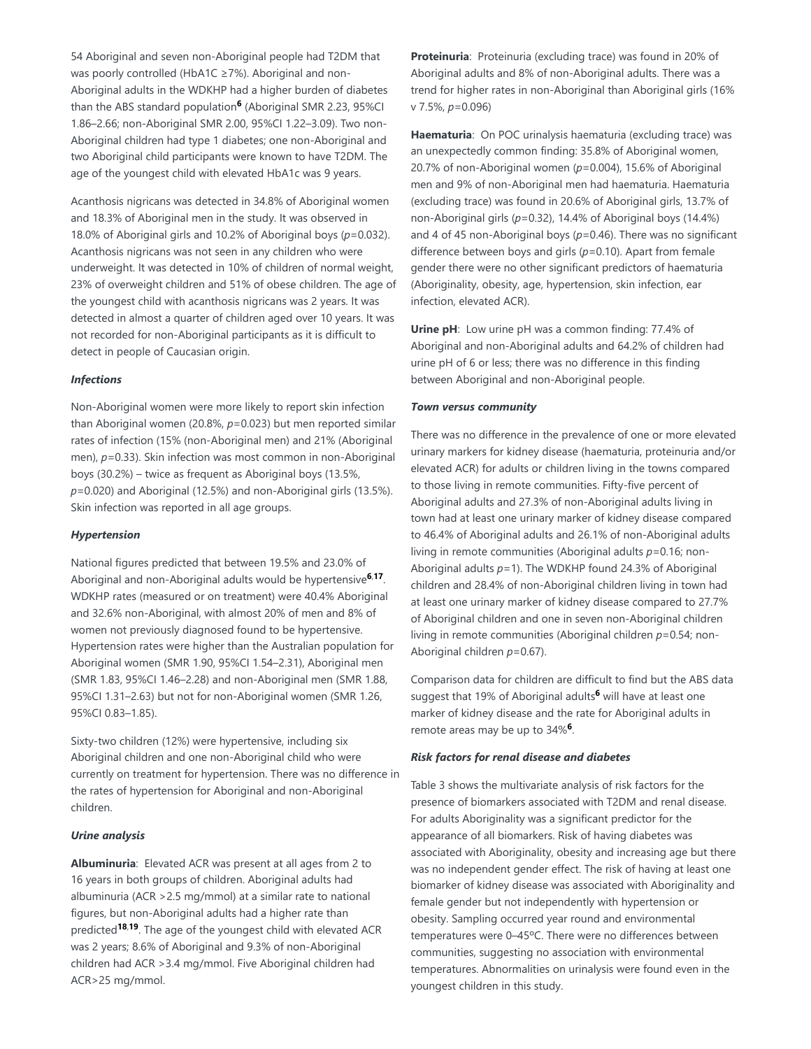54 Aboriginal and seven non-Aboriginal people had T2DM that was poorly controlled (HbA1C ≥7%). Aboriginal and non-Aboriginal adults in the WDKHP had a higher burden of diabetes than the ABS standard population[6] (Aboriginal SMR 2.23, 95%CI 1.86–2.66; non-Aboriginal SMR 2.00, 95%CI 1.22–3.09). Two non-Aboriginal children had type 1 diabetes; one non-Aboriginal and two Aboriginal child participants were known to have T2DM. The age of the youngest child with elevated HbA1c was 9 years.

Acanthosis nigricans was detected in 34.8% of Aboriginal women and 18.3% of Aboriginal men in the study. It was observed in 18.0% of Aboriginal girls and 10.2% of Aboriginal boys ($p$=0.032). Acanthosis nigricans was not seen in any children who were underweight. It was detected in 10% of children of normal weight, 23% of overweight children and 51% of obese children. The age of the youngest child with acanthosis nigricans was 2 years. It was detected in almost a quarter of children aged over 10 years. It was not recorded for non-Aboriginal participants as it is difficult to detect in people of Caucasian origin.

### *Infections*

Non-Aboriginal women were more likely to report skin infection than Aboriginal women (20.8%, $p$=0.023) but men reported similar rates of infection (15% (non-Aboriginal men) and 21% (Aboriginal men), $p$=0.33). Skin infection was most common in non-Aboriginal boys (30.2%) – twice as frequent as Aboriginal boys (13.5%, $p$=0.020) and Aboriginal (12.5%) and non-Aboriginal girls (13.5%). Skin infection was reported in all age groups.

### *Hypertension*

National figures predicted that between 19.5% and 23.0% of Aboriginal and non-Aboriginal adults would be hypertensive[6,17]. WDKHP rates (measured or on treatment) were 40.4% Aboriginal and 32.6% non-Aboriginal, with almost 20% of men and 8% of women not previously diagnosed found to be hypertensive. Hypertension rates were higher than the Australian population for Aboriginal women (SMR 1.90, 95%CI 1.54–2.31), Aboriginal men (SMR 1.83, 95%CI 1.46–2.28) and non-Aboriginal men (SMR 1.88, 95%CI 1.31–2.63) but not for non-Aboriginal women (SMR 1.26, 95%CI 0.83–1.85).

Sixty-two children (12%) were hypertensive, including six Aboriginal children and one non-Aboriginal child who were currently on treatment for hypertension. There was no difference in the rates of hypertension for Aboriginal and non-Aboriginal children.

### *Urine analysis*

**Albuminuria**: Elevated ACR was present at all ages from 2 to 16 years in both groups of children. Aboriginal adults had albuminuria (ACR >2.5 mg/mmol) at a similar rate to national figures, but non-Aboriginal adults had a higher rate than predicted[18,19]. The age of the youngest child with elevated ACR was 2 years; 8.6% of Aboriginal and 9.3% of non-Aboriginal children had ACR >3.4 mg/mmol. Five Aboriginal children had ACR>25 mg/mmol.

**Proteinuria**: Proteinuria (excluding trace) was found in 20% of Aboriginal adults and 8% of non-Aboriginal adults. There was a trend for higher rates in non-Aboriginal than Aboriginal girls (16% v 7.5%, $p$=0.096)

**Haematuria**: On POC urinalysis haematuria (excluding trace) was an unexpectedly common finding: 35.8% of Aboriginal women, 20.7% of non-Aboriginal women ($p$=0.004), 15.6% of Aboriginal men and 9% of non-Aboriginal men had haematuria. Haematuria (excluding trace) was found in 20.6% of Aboriginal girls, 13.7% of non-Aboriginal girls ($p$=0.32), 14.4% of Aboriginal boys (14.4%) and 4 of 45 non-Aboriginal boys ($p$=0.46). There was no significant difference between boys and girls ($p$=0.10). Apart from female gender there were no other significant predictors of haematuria (Aboriginality, obesity, age, hypertension, skin infection, ear infection, elevated ACR).

**Urine pH**: Low urine pH was a common finding: 77.4% of Aboriginal and non-Aboriginal adults and 64.2% of children had urine pH of 6 or less; there was no difference in this finding between Aboriginal and non-Aboriginal people.

### *Town versus community*

There was no difference in the prevalence of one or more elevated urinary markers for kidney disease (haematuria, proteinuria and/or elevated ACR) for adults or children living in the towns compared to those living in remote communities. Fifty-five percent of Aboriginal adults and 27.3% of non-Aboriginal adults living in town had at least one urinary marker of kidney disease compared to 46.4% of Aboriginal adults and 26.1% of non-Aboriginal adults living in remote communities (Aboriginal adults $p$=0.16; non-Aboriginal adults $p$=1). The WDKHP found 24.3% of Aboriginal children and 28.4% of non-Aboriginal children living in town had at least one urinary marker of kidney disease compared to 27.7% of Aboriginal children and one in seven non-Aboriginal children living in remote communities (Aboriginal children $p$=0.54; non-Aboriginal children $p$=0.67).

Comparison data for children are difficult to find but the ABS data suggest that 19% of Aboriginal adults[6] will have at least one marker of kidney disease and the rate for Aboriginal adults in remote areas may be up to 34%[6].

### *Risk factors for renal disease and diabetes*

Table 3 shows the multivariate analysis of risk factors for the presence of biomarkers associated with T2DM and renal disease. For adults Aboriginality was a significant predictor for the appearance of all biomarkers. Risk of having diabetes was associated with Aboriginality, obesity and increasing age but there was no independent gender effect. The risk of having at least one biomarker of kidney disease was associated with Aboriginality and female gender but not independently with hypertension or obesity. Sampling occurred year round and environmental temperatures were 0–45ºC. There were no differences between communities, suggesting no association with environmental temperatures. Abnormalities on urinalysis were found even in the youngest children in this study.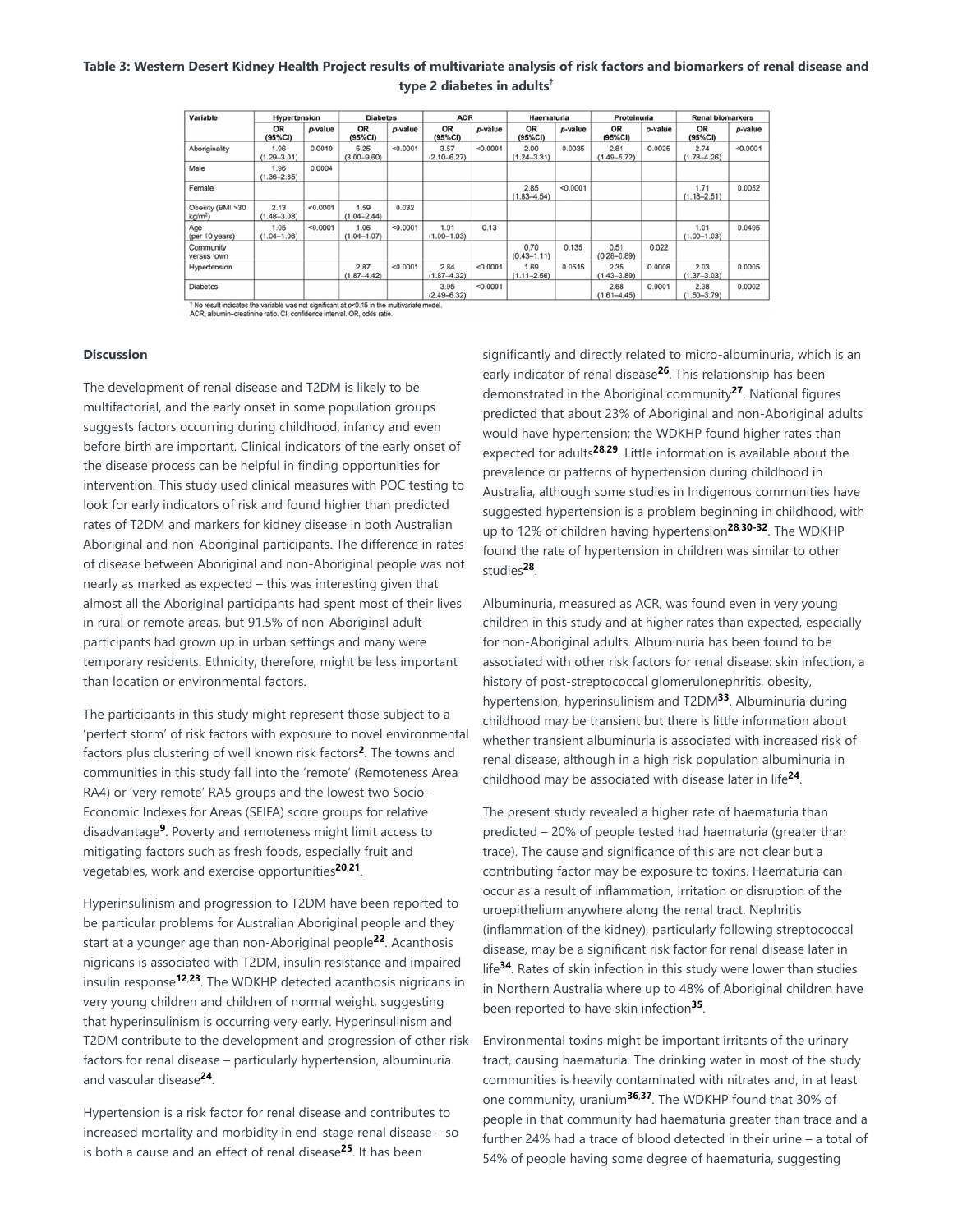**Table 3: Western Desert Kidney Health Project results of multivariate analysis of risk factors and biomarkers of renal disease and type 2 diabetes in adults†**

| Variable | Hypertension | | Diabetes | | ACR | | Haematuria | | Proteinuria | | Renal biomarkers | |
|---|---|---|---|---|---|---|---|---|---|---|---|---|
| | OR (95%CI) | p-value | OR (95%CI) | p-value | OR (95%CI) | p-value | OR (95%CI) | p-value | OR (95%CI) | p-value | OR (95%CI) | p-value |
| Aboriginality | 1.96 (1.29–3.01) | 0.0019 | 5.25 (3.00–9.80) | <0.0001 | 3.57 (2.10–6.27) | <0.0001 | 2.00 (1.24–3.31) | 0.0035 | 2.81 (1.49–5.72) | 0.0025 | 2.74 (1.78–4.26) | <0.0001 |
| Male | 1.96 (1.36–2.85) | 0.0004 | | | | | | | | | | |
| Female | | | | | | | 2.85 (1.83–4.54) | <0.0001 | | | 1.71 (1.18–2.51) | 0.0052 |
| Obesity (BMI >30 kg/m²) | 2.13 (1.48–3.08) | <0.0001 | 1.59 (1.04–2.44) | 0.032 | | | | | | | | |
| Age (per 10 years) | 1.05 (1.04–1.06) | <0.0001 | 1.06 (1.04–1.07) | <0.0001 | 1.01 (1.00–1.03) | 0.13 | | | | | 1.01 (1.00–1.03) | 0.0495 |
| Community versus town | | | | | | | 0.70 (0.43–1.11) | 0.135 | 0.51 (0.28–0.89) | 0.022 | | |
| Hypertension | | | 2.87 (1.87–4.42) | <0.0001 | 2.84 (1.87–4.32) | <0.0001 | 1.69 (1.11–2.56) | 0.0515 | 2.35 (1.43–3.89) | 0.0008 | 2.03 (1.37–3.03) | 0.0005 |
| Diabetes | | | | | 3.95 (2.49–6.32) | <0.0001 | | | 2.68 (1.61–4.45) | 0.0001 | 2.38 (1.50–3.79) | 0.0002 |

† No result indicates the variable was not significant at $p$<0.15 in the multivariate model.
ACR, albumin–creatinine ratio. CI, confidence interval. OR, odds ratio.

**Discussion**

The development of renal disease and T2DM is likely to be multifactorial, and the early onset in some population groups suggests factors occurring during childhood, infancy and even before birth are important. Clinical indicators of the early onset of the disease process can be helpful in finding opportunities for intervention. This study used clinical measures with POC testing to look for early indicators of risk and found higher than predicted rates of T2DM and markers for kidney disease in both Australian Aboriginal and non-Aboriginal participants. The difference in rates of disease between Aboriginal and non-Aboriginal people was not nearly as marked as expected – this was interesting given that almost all the Aboriginal participants had spent most of their lives in rural or remote areas, but 91.5% of non-Aboriginal adult participants had grown up in urban settings and many were temporary residents. Ethnicity, therefore, might be less important than location or environmental factors.

The participants in this study might represent those subject to a 'perfect storm' of risk factors with exposure to novel environmental factors plus clustering of well known risk factors[2]. The towns and communities in this study fall into the 'remote' (Remoteness Area RA4) or 'very remote' RA5 groups and the lowest two Socio-Economic Indexes for Areas (SEIFA) score groups for relative disadvantage[9]. Poverty and remoteness might limit access to mitigating factors such as fresh foods, especially fruit and vegetables, work and exercise opportunities[20,21].

Hyperinsulinism and progression to T2DM have been reported to be particular problems for Australian Aboriginal people and they start at a younger age than non-Aboriginal people[22]. Acanthosis nigricans is associated with T2DM, insulin resistance and impaired insulin response[12,23]. The WDKHP detected acanthosis nigricans in very young children and children of normal weight, suggesting that hyperinsulinism is occurring very early. Hyperinsulinism and T2DM contribute to the development and progression of other risk factors for renal disease – particularly hypertension, albuminuria and vascular disease[24].

Hypertension is a risk factor for renal disease and contributes to increased mortality and morbidity in end-stage renal disease – so is both a cause and an effect of renal disease[25]. It has been significantly and directly related to micro-albuminuria, which is an early indicator of renal disease[26]. This relationship has been demonstrated in the Aboriginal community[27]. National figures predicted that about 23% of Aboriginal and non-Aboriginal adults would have hypertension; the WDKHP found higher rates than expected for adults[28,29]. Little information is available about the prevalence or patterns of hypertension during childhood in Australia, although some studies in Indigenous communities have suggested hypertension is a problem beginning in childhood, with up to 12% of children having hypertension[28,30-32]. The WDKHP found the rate of hypertension in children was similar to other studies[28].

Albuminuria, measured as ACR, was found even in very young children in this study and at higher rates than expected, especially for non-Aboriginal adults. Albuminuria has been found to be associated with other risk factors for renal disease: skin infection, a history of post-streptococcal glomerulonephritis, obesity, hypertension, hyperinsulinism and T2DM[33]. Albuminuria during childhood may be transient but there is little information about whether transient albuminuria is associated with increased risk of renal disease, although in a high risk population albuminuria in childhood may be associated with disease later in life[24].

The present study revealed a higher rate of haematuria than predicted – 20% of people tested had haematuria (greater than trace). The cause and significance of this are not clear but a contributing factor may be exposure to toxins. Haematuria can occur as a result of inflammation, irritation or disruption of the uroepithelium anywhere along the renal tract. Nephritis (inflammation of the kidney), particularly following streptococcal disease, may be a significant risk factor for renal disease later in life[34]. Rates of skin infection in this study were lower than studies in Northern Australia where up to 48% of Aboriginal children have been reported to have skin infection[35].

Environmental toxins might be important irritants of the urinary tract, causing haematuria. The drinking water in most of the study communities is heavily contaminated with nitrates and, in at least one community, uranium[36,37]. The WDKHP found that 30% of people in that community had haematuria greater than trace and a further 24% had a trace of blood detected in their urine – a total of 54% of people having some degree of haematuria, suggesting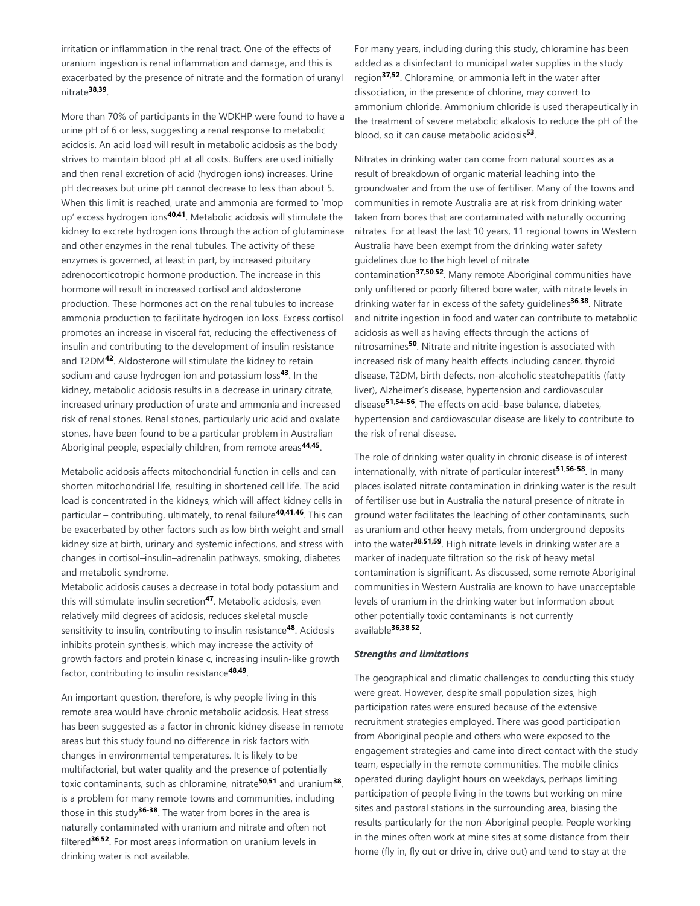irritation or inflammation in the renal tract. One of the effects of uranium ingestion is renal inflammation and damage, and this is exacerbated by the presence of nitrate and the formation of uranyl nitrate[38,39].

More than 70% of participants in the WDKHP were found to have a urine pH of 6 or less, suggesting a renal response to metabolic acidosis. An acid load will result in metabolic acidosis as the body strives to maintain blood pH at all costs. Buffers are used initially and then renal excretion of acid (hydrogen ions) increases. Urine pH decreases but urine pH cannot decrease to less than about 5. When this limit is reached, urate and ammonia are formed to 'mop up' excess hydrogen ions[40,41]. Metabolic acidosis will stimulate the kidney to excrete hydrogen ions through the action of glutaminase and other enzymes in the renal tubules. The activity of these enzymes is governed, at least in part, by increased pituitary adrenocorticotropic hormone production. The increase in this hormone will result in increased cortisol and aldosterone production. These hormones act on the renal tubules to increase ammonia production to facilitate hydrogen ion loss. Excess cortisol promotes an increase in visceral fat, reducing the effectiveness of insulin and contributing to the development of insulin resistance and T2DM[42]. Aldosterone will stimulate the kidney to retain sodium and cause hydrogen ion and potassium loss[43]. In the kidney, metabolic acidosis results in a decrease in urinary citrate, increased urinary production of urate and ammonia and increased risk of renal stones. Renal stones, particularly uric acid and oxalate stones, have been found to be a particular problem in Australian Aboriginal people, especially children, from remote areas[44,45].

Metabolic acidosis affects mitochondrial function in cells and can shorten mitochondrial life, resulting in shortened cell life. The acid load is concentrated in the kidneys, which will affect kidney cells in particular – contributing, ultimately, to renal failure[40,41,46]. This can be exacerbated by other factors such as low birth weight and small kidney size at birth, urinary and systemic infections, and stress with changes in cortisol–insulin–adrenalin pathways, smoking, diabetes and metabolic syndrome.

Metabolic acidosis causes a decrease in total body potassium and this will stimulate insulin secretion[47]. Metabolic acidosis, even relatively mild degrees of acidosis, reduces skeletal muscle sensitivity to insulin, contributing to insulin resistance[48]. Acidosis inhibits protein synthesis, which may increase the activity of growth factors and protein kinase c, increasing insulin-like growth factor, contributing to insulin resistance[48,49].

An important question, therefore, is why people living in this remote area would have chronic metabolic acidosis. Heat stress has been suggested as a factor in chronic kidney disease in remote areas but this study found no difference in risk factors with changes in environmental temperatures. It is likely to be multifactorial, but water quality and the presence of potentially toxic contaminants, such as chloramine, nitrate[50,51] and uranium[38], is a problem for many remote towns and communities, including those in this study[36–38]. The water from bores in the area is naturally contaminated with uranium and nitrate and often not filtered[36,52]. For most areas information on uranium levels in drinking water is not available.

For many years, including during this study, chloramine has been added as a disinfectant to municipal water supplies in the study region[37,52]. Chloramine, or ammonia left in the water after dissociation, in the presence of chlorine, may convert to ammonium chloride. Ammonium chloride is used therapeutically in the treatment of severe metabolic alkalosis to reduce the pH of the blood, so it can cause metabolic acidosis[53].

Nitrates in drinking water can come from natural sources as a result of breakdown of organic material leaching into the groundwater and from the use of fertiliser. Many of the towns and communities in remote Australia are at risk from drinking water taken from bores that are contaminated with naturally occurring nitrates. For at least the last 10 years, 11 regional towns in Western Australia have been exempt from the drinking water safety guidelines due to the high level of nitrate contamination[37,50,52]. Many remote Aboriginal communities have only unfiltered or poorly filtered bore water, with nitrate levels in drinking water far in excess of the safety guidelines[36,38]. Nitrate and nitrite ingestion in food and water can contribute to metabolic acidosis as well as having effects through the actions of nitrosamines[50]. Nitrate and nitrite ingestion is associated with increased risk of many health effects including cancer, thyroid disease, T2DM, birth defects, non-alcoholic steatohepatitis (fatty liver), Alzheimer's disease, hypertension and cardiovascular disease[51,54–56]. The effects on acid–base balance, diabetes, hypertension and cardiovascular disease are likely to contribute to the risk of renal disease.

The role of drinking water quality in chronic disease is of interest internationally, with nitrate of particular interest[51,56–58]. In many places isolated nitrate contamination in drinking water is the result of fertiliser use but in Australia the natural presence of nitrate in ground water facilitates the leaching of other contaminants, such as uranium and other heavy metals, from underground deposits into the water[38,51,59]. High nitrate levels in drinking water are a marker of inadequate filtration so the risk of heavy metal contamination is significant. As discussed, some remote Aboriginal communities in Western Australia are known to have unacceptable levels of uranium in the drinking water but information about other potentially toxic contaminants is not currently available[36,38,52].

***Strengths and limitations***

The geographical and climatic challenges to conducting this study were great. However, despite small population sizes, high participation rates were ensured because of the extensive recruitment strategies employed. There was good participation from Aboriginal people and others who were exposed to the engagement strategies and came into direct contact with the study team, especially in the remote communities. The mobile clinics operated during daylight hours on weekdays, perhaps limiting participation of people living in the towns but working on mine sites and pastoral stations in the surrounding area, biasing the results particularly for the non-Aboriginal people. People working in the mines often work at mine sites at some distance from their home (fly in, fly out or drive in, drive out) and tend to stay at the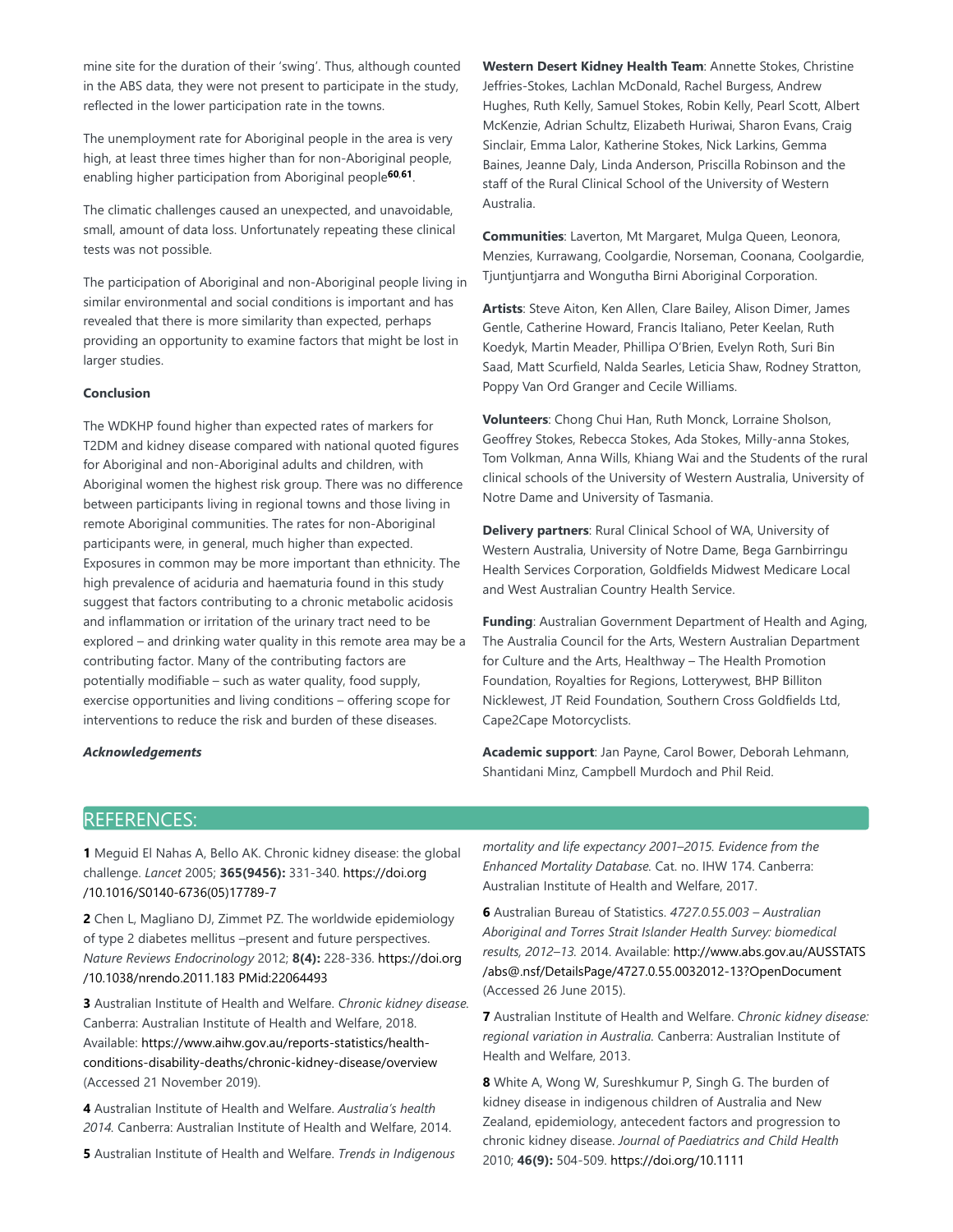mine site for the duration of their 'swing'. Thus, although counted in the ABS data, they were not present to participate in the study, reflected in the lower participation rate in the towns.

The unemployment rate for Aboriginal people in the area is very high, at least three times higher than for non-Aboriginal people, enabling higher participation from Aboriginal people[60,61].

The climatic challenges caused an unexpected, and unavoidable, small, amount of data loss. Unfortunately repeating these clinical tests was not possible.

The participation of Aboriginal and non-Aboriginal people living in similar environmental and social conditions is important and has revealed that there is more similarity than expected, perhaps providing an opportunity to examine factors that might be lost in larger studies.

**Conclusion**

The WDKHP found higher than expected rates of markers for T2DM and kidney disease compared with national quoted figures for Aboriginal and non-Aboriginal adults and children, with Aboriginal women the highest risk group. There was no difference between participants living in regional towns and those living in remote Aboriginal communities. The rates for non-Aboriginal participants were, in general, much higher than expected. Exposures in common may be more important than ethnicity. The high prevalence of aciduria and haematuria found in this study suggest that factors contributing to a chronic metabolic acidosis and inflammation or irritation of the urinary tract need to be explored – and drinking water quality in this remote area may be a contributing factor. Many of the contributing factors are potentially modifiable – such as water quality, food supply, exercise opportunities and living conditions – offering scope for interventions to reduce the risk and burden of these diseases.

***Acknowledgements***

**Western Desert Kidney Health Team**: Annette Stokes, Christine Jeffries-Stokes, Lachlan McDonald, Rachel Burgess, Andrew Hughes, Ruth Kelly, Samuel Stokes, Robin Kelly, Pearl Scott, Albert McKenzie, Adrian Schultz, Elizabeth Huriwai, Sharon Evans, Craig Sinclair, Emma Lalor, Katherine Stokes, Nick Larkins, Gemma Baines, Jeanne Daly, Linda Anderson, Priscilla Robinson and the staff of the Rural Clinical School of the University of Western Australia.

**Communities**: Laverton, Mt Margaret, Mulga Queen, Leonora, Menzies, Kurrawang, Coolgardie, Norseman, Coonana, Coolgardie, Tjuntjuntjarra and Wongutha Birni Aboriginal Corporation.

**Artists**: Steve Aiton, Ken Allen, Clare Bailey, Alison Dimer, James Gentle, Catherine Howard, Francis Italiano, Peter Keelan, Ruth Koedyk, Martin Meader, Phillipa O'Brien, Evelyn Roth, Suri Bin Saad, Matt Scurfield, Nalda Searles, Leticia Shaw, Rodney Stratton, Poppy Van Ord Granger and Cecile Williams.

**Volunteers**: Chong Chui Han, Ruth Monck, Lorraine Sholson, Geoffrey Stokes, Rebecca Stokes, Ada Stokes, Milly-anna Stokes, Tom Volkman, Anna Wills, Khiang Wai and the Students of the rural clinical schools of the University of Western Australia, University of Notre Dame and University of Tasmania.

**Delivery partners**: Rural Clinical School of WA, University of Western Australia, University of Notre Dame, Bega Garnbirringu Health Services Corporation, Goldfields Midwest Medicare Local and West Australian Country Health Service.

**Funding**: Australian Government Department of Health and Aging, The Australia Council for the Arts, Western Australian Department for Culture and the Arts, Healthway – The Health Promotion Foundation, Royalties for Regions, Lotterywest, BHP Billiton Nicklewest, JT Reid Foundation, Southern Cross Goldfields Ltd, Cape2Cape Motorcyclists.

**Academic support**: Jan Payne, Carol Bower, Deborah Lehmann, Shantidani Minz, Campbell Murdoch and Phil Reid.

## REFERENCES:

**1** Meguid El Nahas A, Bello AK. Chronic kidney disease: the global challenge. *Lancet* 2005; **365(9456):** 331-340. https://doi.org/10.1016/S0140-6736(05)17789-7

**2** Chen L, Magliano DJ, Zimmet PZ. The worldwide epidemiology of type 2 diabetes mellitus –present and future perspectives. *Nature Reviews Endocrinology* 2012; **8(4):** 228-336. https://doi.org/10.1038/nrendo.2011.183 PMid:22064493

**3** Australian Institute of Health and Welfare. *Chronic kidney disease.* Canberra: Australian Institute of Health and Welfare, 2018. Available: https://www.aihw.gov.au/reports-statistics/health-conditions-disability-deaths/chronic-kidney-disease/overview (Accessed 21 November 2019).

**4** Australian Institute of Health and Welfare. *Australia's health 2014.* Canberra: Australian Institute of Health and Welfare, 2014.

**5** Australian Institute of Health and Welfare. *Trends in Indigenous mortality and life expectancy 2001–2015. Evidence from the Enhanced Mortality Database.* Cat. no. IHW 174. Canberra: Australian Institute of Health and Welfare, 2017.

**6** Australian Bureau of Statistics. *4727.0.55.003 – Australian Aboriginal and Torres Strait Islander Health Survey: biomedical results, 2012–13.* 2014. Available: http://www.abs.gov.au/AUSSTATS/abs@.nsf/DetailsPage/4727.0.55.0032012-13?OpenDocument (Accessed 26 June 2015).

**7** Australian Institute of Health and Welfare. *Chronic kidney disease: regional variation in Australia.* Canberra: Australian Institute of Health and Welfare, 2013.

**8** White A, Wong W, Sureshkumur P, Singh G. The burden of kidney disease in indigenous children of Australia and New Zealand, epidemiology, antecedent factors and progression to chronic kidney disease. *Journal of Paediatrics and Child Health* 2010; **46(9):** 504-509. https://doi.org/10.1111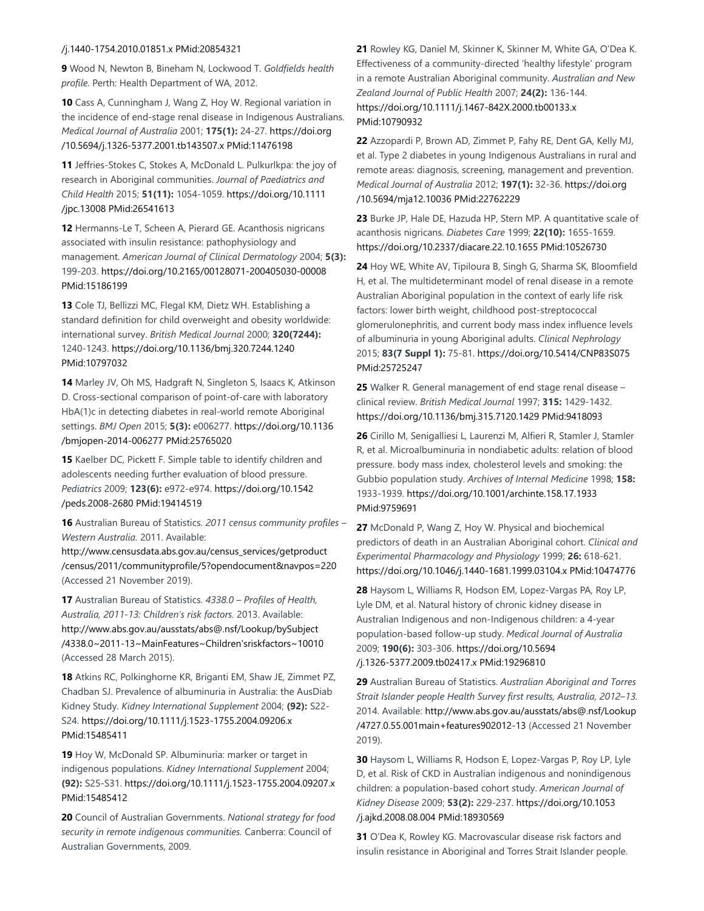/j.1440-1754.2010.01851.x PMid:20854321

**9** Wood N, Newton B, Bineham N, Lockwood T. *Goldfields health profile.* Perth: Health Department of WA, 2012.

**10** Cass A, Cunningham J, Wang Z, Hoy W. Regional variation in the incidence of end-stage renal disease in Indigenous Australians. *Medical Journal of Australia* 2001; **175(1):** 24-27. https://doi.org/10.5694/j.1326-5377.2001.tb143507.x PMid:11476198

**11** Jeffries-Stokes C, Stokes A, McDonald L. Pulkurlkpa: the joy of research in Aboriginal communities. *Journal of Paediatrics and Child Health* 2015; **51(11):** 1054-1059. https://doi.org/10.1111/jpc.13008 PMid:26541613

**12** Hermanns-Le T, Scheen A, Pierard GE. Acanthosis nigricans associated with insulin resistance: pathophysiology and management. *American Journal of Clinical Dermatology* 2004; **5(3):** 199-203. https://doi.org/10.2165/00128071-200405030-00008 PMid:15186199

**13** Cole TJ, Bellizzi MC, Flegal KM, Dietz WH. Establishing a standard definition for child overweight and obesity worldwide: international survey. *British Medical Journal* 2000; **320(7244):** 1240-1243. https://doi.org/10.1136/bmj.320.7244.1240 PMid:10797032

**14** Marley JV, Oh MS, Hadgraft N, Singleton S, Isaacs K, Atkinson D. Cross-sectional comparison of point-of-care with laboratory HbA(1)c in detecting diabetes in real-world remote Aboriginal settings. *BMJ Open* 2015; **5(3):** e006277. https://doi.org/10.1136/bmjopen-2014-006277 PMid:25765020

**15** Kaelber DC, Pickett F. Simple table to identify children and adolescents needing further evaluation of blood pressure. *Pediatrics* 2009; **123(6):** e972-e974. https://doi.org/10.1542/peds.2008-2680 PMid:19414519

**16** Australian Bureau of Statistics. *2011 census community profiles – Western Australia.* 2011. Available: http://www.censusdata.abs.gov.au/census_services/getproduct/census/2011/communityprofile/5?opendocument&navpos=220 (Accessed 21 November 2019).

**17** Australian Bureau of Statistics. *4338.0 – Profiles of Health, Australia, 2011-13: Children's risk factors.* 2013. Available: http://www.abs.gov.au/ausstats/abs@.nsf/Lookup/bySubject/4338.0~2011-13~MainFeatures~Children'sriskfactors~10010 (Accessed 28 March 2015).

**18** Atkins RC, Polkinghorne KR, Briganti EM, Shaw JE, Zimmet PZ, Chadban SJ. Prevalence of albuminuria in Australia: the AusDiab Kidney Study. *Kidney International Supplement* 2004; **(92):** S22-S24. https://doi.org/10.1111/j.1523-1755.2004.09206.x PMid:15485411

**19** Hoy W, McDonald SP. Albuminuria: marker or target in indigenous populations. *Kidney International Supplement* 2004; **(92):** S25-S31. https://doi.org/10.1111/j.1523-1755.2004.09207.x PMid:15485412

**20** Council of Australian Governments. *National strategy for food security in remote indigenous communities.* Canberra: Council of Australian Governments, 2009.

**21** Rowley KG, Daniel M, Skinner K, Skinner M, White GA, O'Dea K. Effectiveness of a community-directed 'healthy lifestyle' program in a remote Australian Aboriginal community. *Australian and New Zealand Journal of Public Health* 2007; **24(2):** 136-144. https://doi.org/10.1111/j.1467-842X.2000.tb00133.x PMid:10790932

**22** Azzopardi P, Brown AD, Zimmet P, Fahy RE, Dent GA, Kelly MJ, et al. Type 2 diabetes in young Indigenous Australians in rural and remote areas: diagnosis, screening, management and prevention. *Medical Journal of Australia* 2012; **197(1):** 32-36. https://doi.org/10.5694/mja12.10036 PMid:22762229

**23** Burke JP, Hale DE, Hazuda HP, Stern MP. A quantitative scale of acanthosis nigricans. *Diabetes Care* 1999; **22(10):** 1655-1659. https://doi.org/10.2337/diacare.22.10.1655 PMid:10526730

**24** Hoy WE, White AV, Tipiloura B, Singh G, Sharma SK, Bloomfield H, et al. The multideterminant model of renal disease in a remote Australian Aboriginal population in the context of early life risk factors: lower birth weight, childhood post-streptococcal glomerulonephritis, and current body mass index influence levels of albuminuria in young Aboriginal adults. *Clinical Nephrology* 2015; **83(7 Suppl 1):** 75-81. https://doi.org/10.5414/CNP83S075 PMid:25725247

**25** Walker R. General management of end stage renal disease – clinical review. *British Medical Journal* 1997; **315:** 1429-1432. https://doi.org/10.1136/bmj.315.7120.1429 PMid:9418093

**26** Cirillo M, Senigalliesi L, Laurenzi M, Alfieri R, Stamler J, Stamler R, et al. Microalbuminuria in nondiabetic adults: relation of blood pressure. body mass index, cholesterol levels and smoking: the Gubbio population study. *Archives of Internal Medicine* 1998; **158:** 1933-1939. https://doi.org/10.1001/archinte.158.17.1933 PMid:9759691

**27** McDonald P, Wang Z, Hoy W. Physical and biochemical predictors of death in an Australian Aboriginal cohort. *Clinical and Experimental Pharmacology and Physiology* 1999; **26:** 618-621. https://doi.org/10.1046/j.1440-1681.1999.03104.x PMid:10474776

**28** Haysom L, Williams R, Hodson EM, Lopez-Vargas PA, Roy LP, Lyle DM, et al. Natural history of chronic kidney disease in Australian Indigenous and non-Indigenous children: a 4-year population-based follow-up study. *Medical Journal of Australia* 2009; **190(6):** 303-306. https://doi.org/10.5694/j.1326-5377.2009.tb02417.x PMid:19296810

**29** Australian Bureau of Statistics. *Australian Aboriginal and Torres Strait Islander people Health Survey first results, Australia, 2012–13.* 2014. Available: http://www.abs.gov.au/ausstats/abs@.nsf/Lookup/4727.0.55.001main+features902012-13 (Accessed 21 November 2019).

**30** Haysom L, Williams R, Hodson E, Lopez-Vargas P, Roy LP, Lyle D, et al. Risk of CKD in Australian indigenous and nonindigenous children: a population-based cohort study. *American Journal of Kidney Disease* 2009; **53(2):** 229-237. https://doi.org/10.1053/j.ajkd.2008.08.004 PMid:18930569

**31** O'Dea K, Rowley KG. Macrovascular disease risk factors and insulin resistance in Aboriginal and Torres Strait Islander people.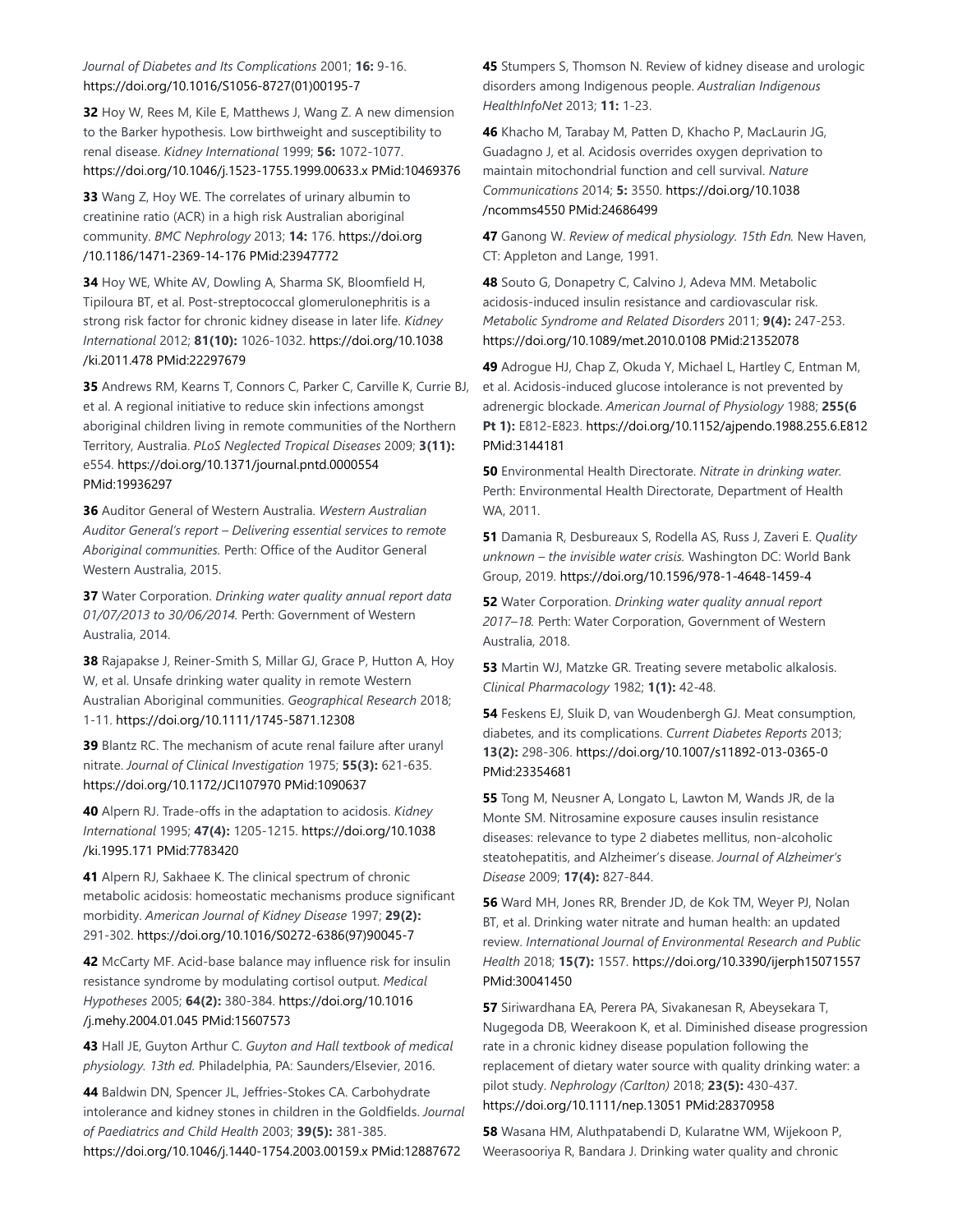*Journal of Diabetes and Its Complications* 2001; **16:** 9-16. https://doi.org/10.1016/S1056-8727(01)00195-7

**32** Hoy W, Rees M, Kile E, Matthews J, Wang Z. A new dimension to the Barker hypothesis. Low birthweight and susceptibility to renal disease. *Kidney International* 1999; **56:** 1072-1077. https://doi.org/10.1046/j.1523-1755.1999.00633.x PMid:10469376

**33** Wang Z, Hoy WE. The correlates of urinary albumin to creatinine ratio (ACR) in a high risk Australian aboriginal community. *BMC Nephrology* 2013; **14:** 176. https://doi.org/10.1186/1471-2369-14-176 PMid:23947772

**34** Hoy WE, White AV, Dowling A, Sharma SK, Bloomfield H, Tipiloura BT, et al. Post-streptococcal glomerulonephritis is a strong risk factor for chronic kidney disease in later life. *Kidney International* 2012; **81(10):** 1026-1032. https://doi.org/10.1038/ki.2011.478 PMid:22297679

**35** Andrews RM, Kearns T, Connors C, Parker C, Carville K, Currie BJ, et al. A regional initiative to reduce skin infections amongst aboriginal children living in remote communities of the Northern Territory, Australia. *PLoS Neglected Tropical Diseases* 2009; **3(11):** e554. https://doi.org/10.1371/journal.pntd.0000554 PMid:19936297

**36** Auditor General of Western Australia. *Western Australian Auditor General's report – Delivering essential services to remote Aboriginal communities.* Perth: Office of the Auditor General Western Australia, 2015.

**37** Water Corporation. *Drinking water quality annual report data 01/07/2013 to 30/06/2014.* Perth: Government of Western Australia, 2014.

**38** Rajapakse J, Reiner-Smith S, Millar GJ, Grace P, Hutton A, Hoy W, et al. Unsafe drinking water quality in remote Western Australian Aboriginal communities. *Geographical Research* 2018; 1-11. https://doi.org/10.1111/1745-5871.12308

**39** Blantz RC. The mechanism of acute renal failure after uranyl nitrate. *Journal of Clinical Investigation* 1975; **55(3):** 621-635. https://doi.org/10.1172/JCI107970 PMid:1090637

**40** Alpern RJ. Trade-offs in the adaptation to acidosis. *Kidney International* 1995; **47(4):** 1205-1215. https://doi.org/10.1038/ki.1995.171 PMid:7783420

**41** Alpern RJ, Sakhaee K. The clinical spectrum of chronic metabolic acidosis: homeostatic mechanisms produce significant morbidity. *American Journal of Kidney Disease* 1997; **29(2):** 291-302. https://doi.org/10.1016/S0272-6386(97)90045-7

**42** McCarty MF. Acid-base balance may influence risk for insulin resistance syndrome by modulating cortisol output. *Medical Hypotheses* 2005; **64(2):** 380-384. https://doi.org/10.1016/j.mehy.2004.01.045 PMid:15607573

**43** Hall JE, Guyton Arthur C. *Guyton and Hall textbook of medical physiology. 13th ed.* Philadelphia, PA: Saunders/Elsevier, 2016.

**44** Baldwin DN, Spencer JL, Jeffries-Stokes CA. Carbohydrate intolerance and kidney stones in children in the Goldfields. *Journal of Paediatrics and Child Health* 2003; **39(5):** 381-385. https://doi.org/10.1046/j.1440-1754.2003.00159.x PMid:12887672

**45** Stumpers S, Thomson N. Review of kidney disease and urologic disorders among Indigenous people. *Australian Indigenous HealthInfoNet* 2013; **11:** 1-23.

**46** Khacho M, Tarabay M, Patten D, Khacho P, MacLaurin JG, Guadagno J, et al. Acidosis overrides oxygen deprivation to maintain mitochondrial function and cell survival. *Nature Communications* 2014; **5:** 3550. https://doi.org/10.1038/ncomms4550 PMid:24686499

**47** Ganong W. *Review of medical physiology. 15th Edn.* New Haven, CT: Appleton and Lange, 1991.

**48** Souto G, Donapetry C, Calvino J, Adeva MM. Metabolic acidosis-induced insulin resistance and cardiovascular risk. *Metabolic Syndrome and Related Disorders* 2011; **9(4):** 247-253. https://doi.org/10.1089/met.2010.0108 PMid:21352078

**49** Adrogue HJ, Chap Z, Okuda Y, Michael L, Hartley C, Entman M, et al. Acidosis-induced glucose intolerance is not prevented by adrenergic blockade. *American Journal of Physiology* 1988; **255(6 Pt 1):** E812-E823. https://doi.org/10.1152/ajpendo.1988.255.6.E812 PMid:3144181

**50** Environmental Health Directorate. *Nitrate in drinking water.* Perth: Environmental Health Directorate, Department of Health WA, 2011.

**51** Damania R, Desbureaux S, Rodella AS, Russ J, Zaveri E. *Quality unknown – the invisible water crisis.* Washington DC: World Bank Group, 2019. https://doi.org/10.1596/978-1-4648-1459-4

**52** Water Corporation. *Drinking water quality annual report 2017–18.* Perth: Water Corporation, Government of Western Australia, 2018.

**53** Martin WJ, Matzke GR. Treating severe metabolic alkalosis. *Clinical Pharmacology* 1982; **1(1):** 42-48.

**54** Feskens EJ, Sluik D, van Woudenbergh GJ. Meat consumption, diabetes, and its complications. *Current Diabetes Reports* 2013; **13(2):** 298-306. https://doi.org/10.1007/s11892-013-0365-0 PMid:23354681

**55** Tong M, Neusner A, Longato L, Lawton M, Wands JR, de la Monte SM. Nitrosamine exposure causes insulin resistance diseases: relevance to type 2 diabetes mellitus, non-alcoholic steatohepatitis, and Alzheimer's disease. *Journal of Alzheimer's Disease* 2009; **17(4):** 827-844.

**56** Ward MH, Jones RR, Brender JD, de Kok TM, Weyer PJ, Nolan BT, et al. Drinking water nitrate and human health: an updated review. *International Journal of Environmental Research and Public Health* 2018; **15(7):** 1557. https://doi.org/10.3390/ijerph15071557 PMid:30041450

**57** Siriwardhana EA, Perera PA, Sivakanesan R, Abeysekara T, Nugegoda DB, Weerakoon K, et al. Diminished disease progression rate in a chronic kidney disease population following the replacement of dietary water source with quality drinking water: a pilot study. *Nephrology (Carlton)* 2018; **23(5):** 430-437. https://doi.org/10.1111/nep.13051 PMid:28370958

**58** Wasana HM, Aluthpatabendi D, Kularatne WM, Wijekoon P, Weerasooriya R, Bandara J. Drinking water quality and chronic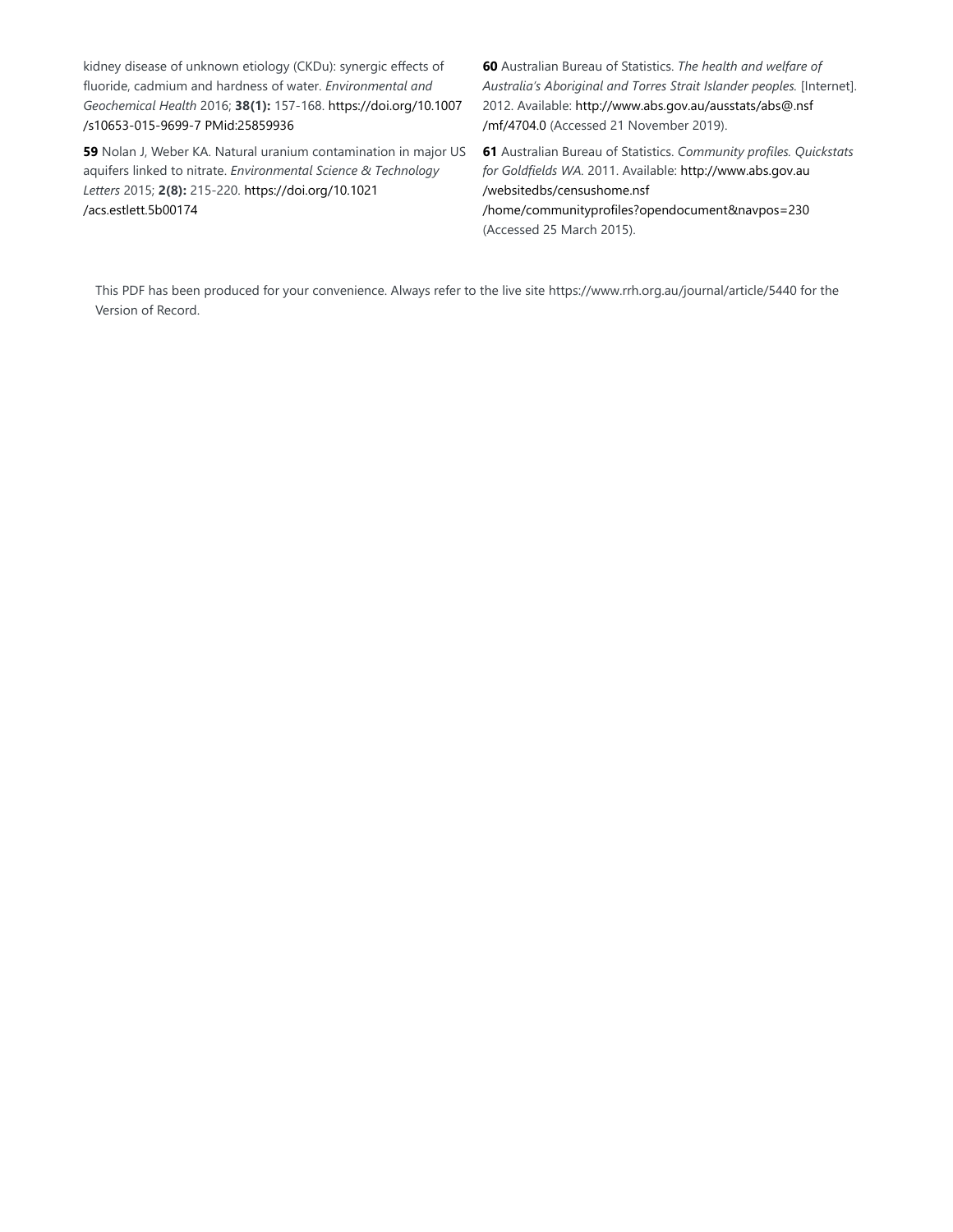kidney disease of unknown etiology (CKDu): synergic effects of fluoride, cadmium and hardness of water. *Environmental and Geochemical Health* 2016; **38(1):** 157-168. https://doi.org/10.1007/s10653-015-9699-7 PMid:25859936

**59** Nolan J, Weber KA. Natural uranium contamination in major US aquifers linked to nitrate. *Environmental Science & Technology Letters* 2015; **2(8):** 215-220. https://doi.org/10.1021/acs.estlett.5b00174

**60** Australian Bureau of Statistics. *The health and welfare of Australia's Aboriginal and Torres Strait Islander peoples.* [Internet]. 2012. Available: http://www.abs.gov.au/ausstats/abs@.nsf/mf/4704.0 (Accessed 21 November 2019).

**61** Australian Bureau of Statistics. *Community profiles. Quickstats for Goldfields WA.* 2011. Available: http://www.abs.gov.au/websitedbs/censushome.nsf/home/communityprofiles?opendocument&navpos=230 (Accessed 25 March 2015).

This PDF has been produced for your convenience. Always refer to the live site https://www.rrh.org.au/journal/article/5440 for the Version of Record.